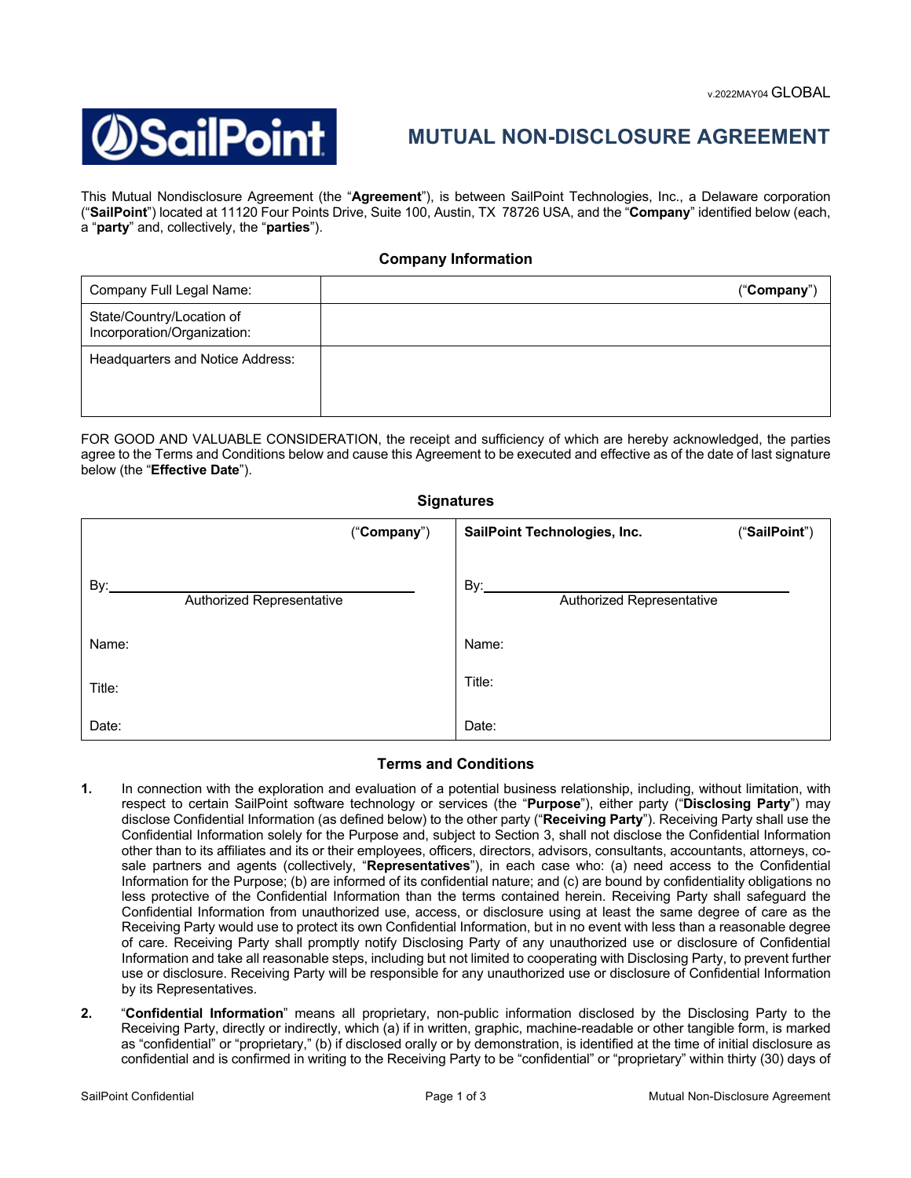v.2022MAY04 GLOBAL

SailPoint

# MUTUAL NON-DISCLOSURE AGREEMENT

This Mutual Nondisclosure Agreement (the "**Agreement**"), is between SailPoint Technologies, Inc., a Delaware corporation ("**SailPoint**") located at 11120 Four Points Drive, Suite 100, Austin, TX 78726 USA, and the "**Company**" identified below (each, a "**party**" and, collectively, the "**parties**").

### Company Information

| | |
|---|---|
| Company Full Legal Name: | ("**Company**") |
| State/Country/Location of Incorporation/Organization: | |
| Headquarters and Notice Address: | |

FOR GOOD AND VALUABLE CONSIDERATION, the receipt and sufficiency of which are hereby acknowledged, the parties agree to the Terms and Conditions below and cause this Agreement to be executed and effective as of the date of last signature below (the "**Effective Date**").

### Signatures

| ("**Company**") | **SailPoint Technologies, Inc.** ("**SailPoint**") |
|---|---|
| By:\_\_\_\_\_\_\_\_\_\_\_\_\_\_\_\_\_\_\_\_ Authorized Representative | By:\_\_\_\_\_\_\_\_\_\_\_\_\_\_\_\_\_\_\_\_ Authorized Representative |
| Name: | Name: |
| Title: | Title: |
| Date: | Date: |

### Terms and Conditions

**1.** In connection with the exploration and evaluation of a potential business relationship, including, without limitation, with respect to certain SailPoint software technology or services (the "**Purpose**"), either party ("**Disclosing Party**") may disclose Confidential Information (as defined below) to the other party ("**Receiving Party**"). Receiving Party shall use the Confidential Information solely for the Purpose and, subject to Section 3, shall not disclose the Confidential Information other than to its affiliates and its or their employees, officers, directors, advisors, consultants, accountants, attorneys, co-sale partners and agents (collectively, "**Representatives**"), in each case who: (a) need access to the Confidential Information for the Purpose; (b) are informed of its confidential nature; and (c) are bound by confidentiality obligations no less protective of the Confidential Information than the terms contained herein. Receiving Party shall safeguard the Confidential Information from unauthorized use, access, or disclosure using at least the same degree of care as the Receiving Party would use to protect its own Confidential Information, but in no event with less than a reasonable degree of care. Receiving Party shall promptly notify Disclosing Party of any unauthorized use or disclosure of Confidential Information and take all reasonable steps, including but not limited to cooperating with Disclosing Party, to prevent further use or disclosure. Receiving Party will be responsible for any unauthorized use or disclosure of Confidential Information by its Representatives.

**2.** "**Confidential Information**" means all proprietary, non-public information disclosed by the Disclosing Party to the Receiving Party, directly or indirectly, which (a) if in written, graphic, machine-readable or other tangible form, is marked as "confidential" or "proprietary," (b) if disclosed orally or by demonstration, is identified at the time of initial disclosure as confidential and is confirmed in writing to the Receiving Party to be "confidential" or "proprietary" within thirty (30) days of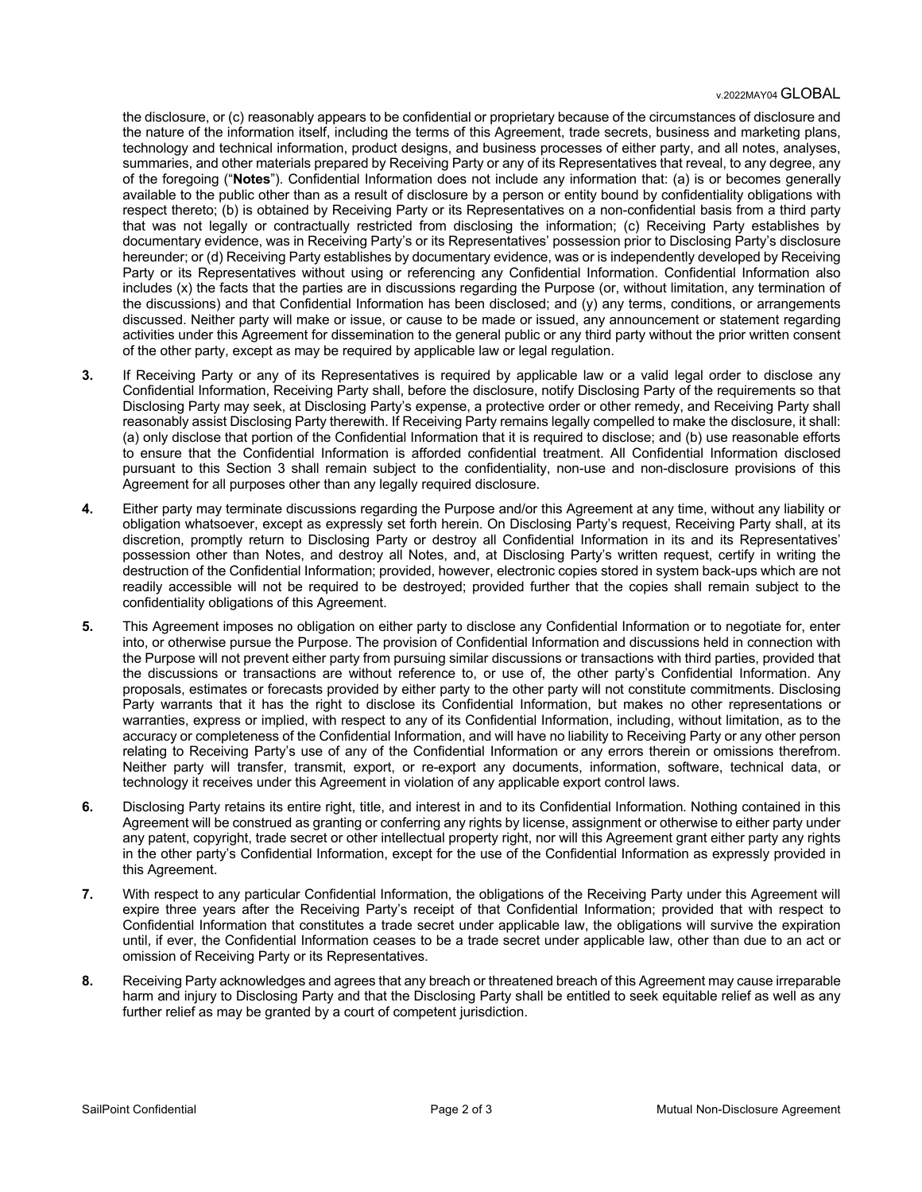the disclosure, or (c) reasonably appears to be confidential or proprietary because of the circumstances of disclosure and the nature of the information itself, including the terms of this Agreement, trade secrets, business and marketing plans, technology and technical information, product designs, and business processes of either party, and all notes, analyses, summaries, and other materials prepared by Receiving Party or any of its Representatives that reveal, to any degree, any of the foregoing ("**Notes**"). Confidential Information does not include any information that: (a) is or becomes generally available to the public other than as a result of disclosure by a person or entity bound by confidentiality obligations with respect thereto; (b) is obtained by Receiving Party or its Representatives on a non-confidential basis from a third party that was not legally or contractually restricted from disclosing the information; (c) Receiving Party establishes by documentary evidence, was in Receiving Party's or its Representatives' possession prior to Disclosing Party's disclosure hereunder; or (d) Receiving Party establishes by documentary evidence, was or is independently developed by Receiving Party or its Representatives without using or referencing any Confidential Information. Confidential Information also includes (x) the facts that the parties are in discussions regarding the Purpose (or, without limitation, any termination of the discussions) and that Confidential Information has been disclosed; and (y) any terms, conditions, or arrangements discussed. Neither party will make or issue, or cause to be made or issued, any announcement or statement regarding activities under this Agreement for dissemination to the general public or any third party without the prior written consent of the other party, except as may be required by applicable law or legal regulation.

**3.** If Receiving Party or any of its Representatives is required by applicable law or a valid legal order to disclose any Confidential Information, Receiving Party shall, before the disclosure, notify Disclosing Party of the requirements so that Disclosing Party may seek, at Disclosing Party's expense, a protective order or other remedy, and Receiving Party shall reasonably assist Disclosing Party therewith. If Receiving Party remains legally compelled to make the disclosure, it shall: (a) only disclose that portion of the Confidential Information that it is required to disclose; and (b) use reasonable efforts to ensure that the Confidential Information is afforded confidential treatment. All Confidential Information disclosed pursuant to this Section 3 shall remain subject to the confidentiality, non-use and non-disclosure provisions of this Agreement for all purposes other than any legally required disclosure.

**4.** Either party may terminate discussions regarding the Purpose and/or this Agreement at any time, without any liability or obligation whatsoever, except as expressly set forth herein. On Disclosing Party's request, Receiving Party shall, at its discretion, promptly return to Disclosing Party or destroy all Confidential Information in its and its Representatives' possession other than Notes, and destroy all Notes, and, at Disclosing Party's written request, certify in writing the destruction of the Confidential Information; provided, however, electronic copies stored in system back-ups which are not readily accessible will not be required to be destroyed; provided further that the copies shall remain subject to the confidentiality obligations of this Agreement.

**5.** This Agreement imposes no obligation on either party to disclose any Confidential Information or to negotiate for, enter into, or otherwise pursue the Purpose. The provision of Confidential Information and discussions held in connection with the Purpose will not prevent either party from pursuing similar discussions or transactions with third parties, provided that the discussions or transactions are without reference to, or use of, the other party's Confidential Information. Any proposals, estimates or forecasts provided by either party to the other party will not constitute commitments. Disclosing Party warrants that it has the right to disclose its Confidential Information, but makes no other representations or warranties, express or implied, with respect to any of its Confidential Information, including, without limitation, as to the accuracy or completeness of the Confidential Information, and will have no liability to Receiving Party or any other person relating to Receiving Party's use of any of the Confidential Information or any errors therein or omissions therefrom. Neither party will transfer, transmit, export, or re-export any documents, information, software, technical data, or technology it receives under this Agreement in violation of any applicable export control laws.

**6.** Disclosing Party retains its entire right, title, and interest in and to its Confidential Information. Nothing contained in this Agreement will be construed as granting or conferring any rights by license, assignment or otherwise to either party under any patent, copyright, trade secret or other intellectual property right, nor will this Agreement grant either party any rights in the other party's Confidential Information, except for the use of the Confidential Information as expressly provided in this Agreement.

**7.** With respect to any particular Confidential Information, the obligations of the Receiving Party under this Agreement will expire three years after the Receiving Party's receipt of that Confidential Information; provided that with respect to Confidential Information that constitutes a trade secret under applicable law, the obligations will survive the expiration until, if ever, the Confidential Information ceases to be a trade secret under applicable law, other than due to an act or omission of Receiving Party or its Representatives.

**8.** Receiving Party acknowledges and agrees that any breach or threatened breach of this Agreement may cause irreparable harm and injury to Disclosing Party and that the Disclosing Party shall be entitled to seek equitable relief as well as any further relief as may be granted by a court of competent jurisdiction.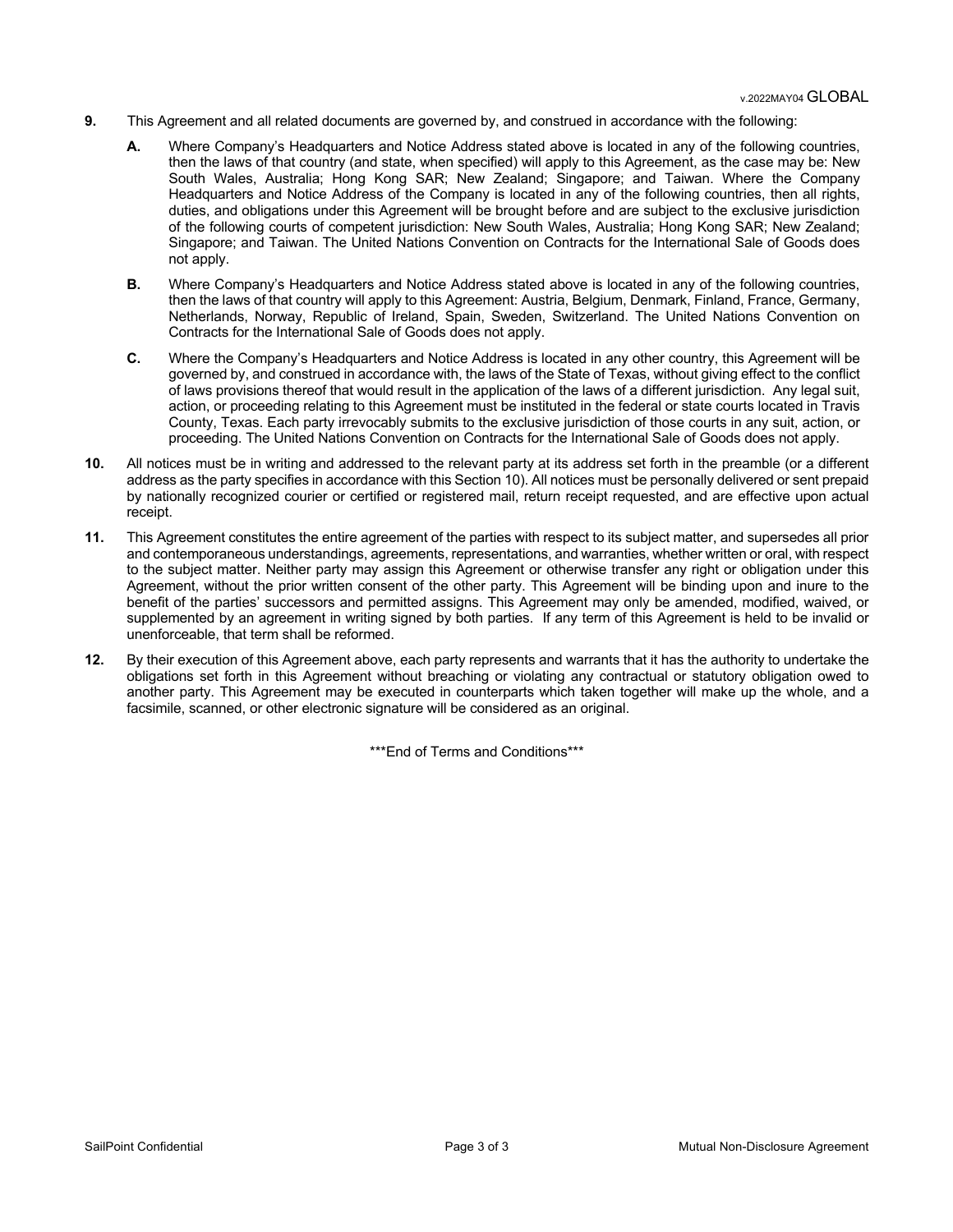**9.** This Agreement and all related documents are governed by, and construed in accordance with the following:

**A.** Where Company's Headquarters and Notice Address stated above is located in any of the following countries, then the laws of that country (and state, when specified) will apply to this Agreement, as the case may be: New South Wales, Australia; Hong Kong SAR; New Zealand; Singapore; and Taiwan. Where the Company Headquarters and Notice Address of the Company is located in any of the following countries, then all rights, duties, and obligations under this Agreement will be brought before and are subject to the exclusive jurisdiction of the following courts of competent jurisdiction: New South Wales, Australia; Hong Kong SAR; New Zealand; Singapore; and Taiwan. The United Nations Convention on Contracts for the International Sale of Goods does not apply.

**B.** Where Company's Headquarters and Notice Address stated above is located in any of the following countries, then the laws of that country will apply to this Agreement: Austria, Belgium, Denmark, Finland, France, Germany, Netherlands, Norway, Republic of Ireland, Spain, Sweden, Switzerland. The United Nations Convention on Contracts for the International Sale of Goods does not apply.

**C.** Where the Company's Headquarters and Notice Address is located in any other country, this Agreement will be governed by, and construed in accordance with, the laws of the State of Texas, without giving effect to the conflict of laws provisions thereof that would result in the application of the laws of a different jurisdiction. Any legal suit, action, or proceeding relating to this Agreement must be instituted in the federal or state courts located in Travis County, Texas. Each party irrevocably submits to the exclusive jurisdiction of those courts in any suit, action, or proceeding. The United Nations Convention on Contracts for the International Sale of Goods does not apply.

**10.** All notices must be in writing and addressed to the relevant party at its address set forth in the preamble (or a different address as the party specifies in accordance with this Section 10). All notices must be personally delivered or sent prepaid by nationally recognized courier or certified or registered mail, return receipt requested, and are effective upon actual receipt.

**11.** This Agreement constitutes the entire agreement of the parties with respect to its subject matter, and supersedes all prior and contemporaneous understandings, agreements, representations, and warranties, whether written or oral, with respect to the subject matter. Neither party may assign this Agreement or otherwise transfer any right or obligation under this Agreement, without the prior written consent of the other party. This Agreement will be binding upon and inure to the benefit of the parties' successors and permitted assigns. This Agreement may only be amended, modified, waived, or supplemented by an agreement in writing signed by both parties. If any term of this Agreement is held to be invalid or unenforceable, that term shall be reformed.

**12.** By their execution of this Agreement above, each party represents and warrants that it has the authority to undertake the obligations set forth in this Agreement without breaching or violating any contractual or statutory obligation owed to another party. This Agreement may be executed in counterparts which taken together will make up the whole, and a facsimile, scanned, or other electronic signature will be considered as an original.

***End of Terms and Conditions***